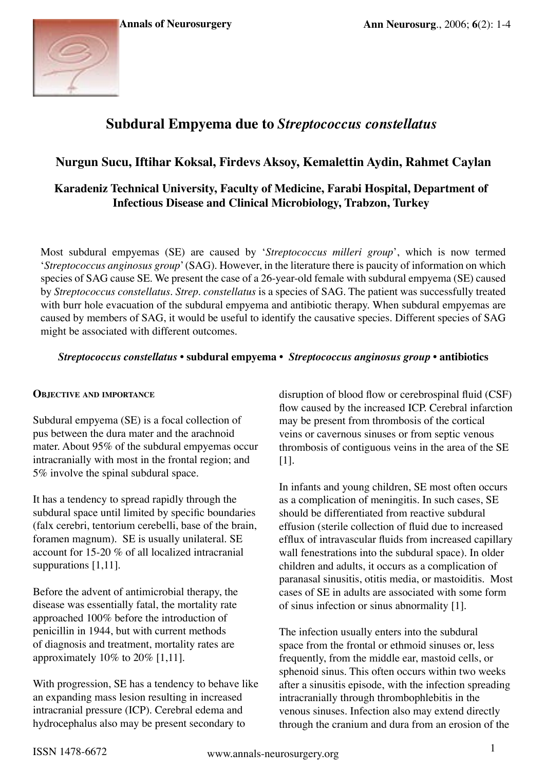# Subdural Empyema due to *Streptococcus constellatus*

**Nurgun Sucu, Iftihar Koksal, Firdevs Aksoy, Kemalettin Aydin, Rahmet Caylan**

**Karadeniz Technical University, Faculty of Medicine, Farabi Hospital, Department of Infectious Disease and Clinical Microbiology, Trabzon, Turkey**

Most subdural empyemas (SE) are caused by '*Streptococcus milleri group*', which is now termed '*Streptococcus anginosus group*' (SAG). However, in the literature there is paucity of information on which species of SAG cause SE. We present the case of a 26-year-old female with subdural empyema (SE) caused by *Streptococcus constellatus*. *Strep. constellatus* is a species of SAG. The patient was successfully treated with burr hole evacuation of the subdural empyema and antibiotic therapy. When subdural empyemas are caused by members of SAG, it would be useful to identify the causative species. Different species of SAG might be associated with different outcomes.

***Streptococcus constellatus* • subdural empyema • *Streptococcus anginosus group* • antibiotics**

## Objective and importance

Subdural empyema (SE) is a focal collection of pus between the dura mater and the arachnoid mater. About 95% of the subdural empyemas occur intracranially with most in the frontal region; and 5% involve the spinal subdural space.

It has a tendency to spread rapidly through the subdural space until limited by specific boundaries (falx cerebri, tentorium cerebelli, base of the brain, foramen magnum). SE is usually unilateral. SE account for 15-20 % of all localized intracranial suppurations [1,11].

Before the advent of antimicrobial therapy, the disease was essentially fatal, the mortality rate approached 100% before the introduction of penicillin in 1944, but with current methods of diagnosis and treatment, mortality rates are approximately 10% to 20% [1,11].

With progression, SE has a tendency to behave like an expanding mass lesion resulting in increased intracranial pressure (ICP). Cerebral edema and hydrocephalus also may be present secondary to disruption of blood flow or cerebrospinal fluid (CSF) flow caused by the increased ICP. Cerebral infarction may be present from thrombosis of the cortical veins or cavernous sinuses or from septic venous thrombosis of contiguous veins in the area of the SE [1].

In infants and young children, SE most often occurs as a complication of meningitis. In such cases, SE should be differentiated from reactive subdural effusion (sterile collection of fluid due to increased efflux of intravascular fluids from increased capillary wall fenestrations into the subdural space). In older children and adults, it occurs as a complication of paranasal sinusitis, otitis media, or mastoiditis. Most cases of SE in adults are associated with some form of sinus infection or sinus abnormality [1].

The infection usually enters into the subdural space from the frontal or ethmoid sinuses or, less frequently, from the middle ear, mastoid cells, or sphenoid sinus. This often occurs within two weeks after a sinusitis episode, with the infection spreading intracranially through thrombophlebitis in the venous sinuses. Infection also may extend directly through the cranium and dura from an erosion of the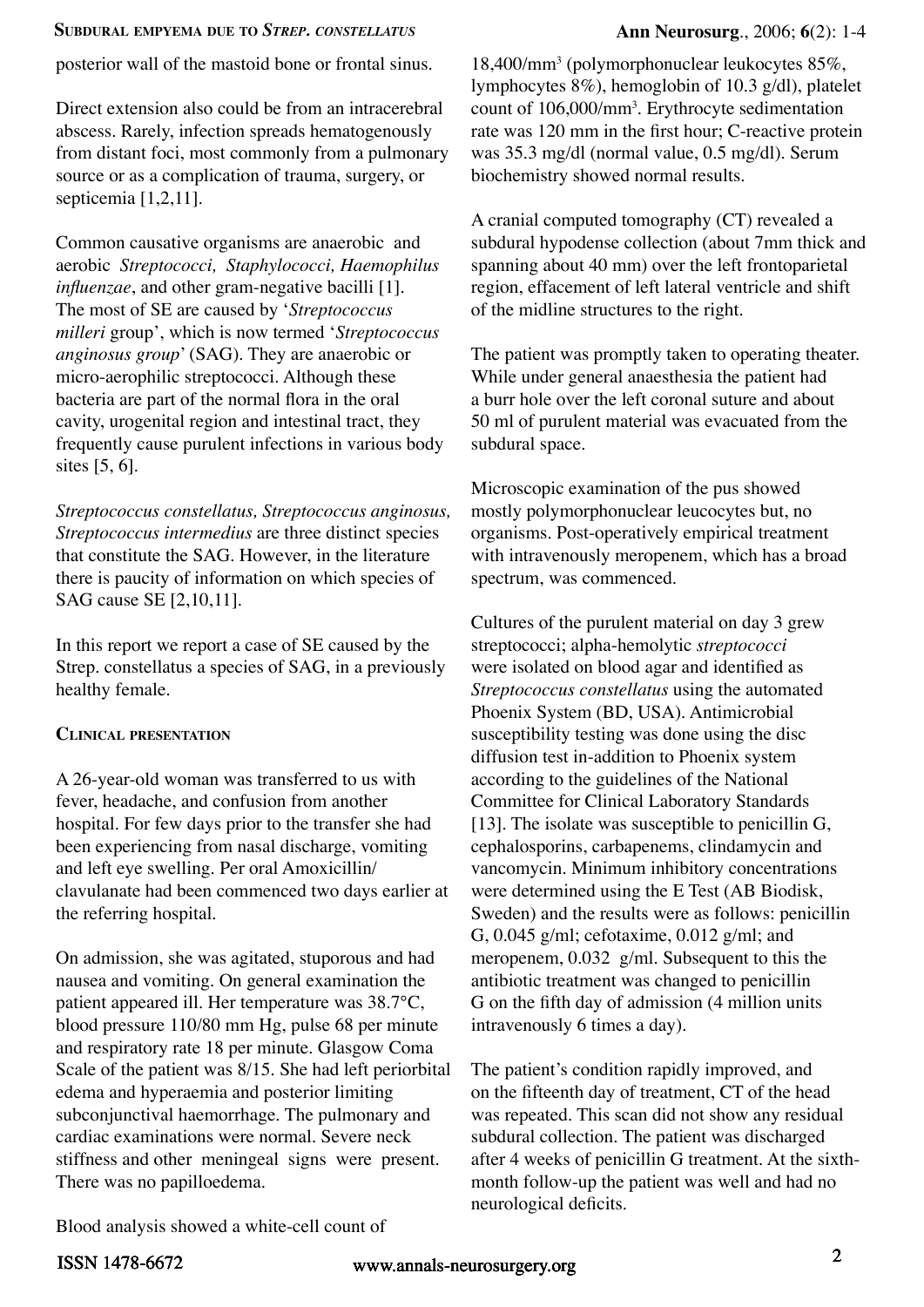posterior wall of the mastoid bone or frontal sinus.

Direct extension also could be from an intracerebral abscess. Rarely, infection spreads hematogenously from distant foci, most commonly from a pulmonary source or as a complication of trauma, surgery, or septicemia [1,2,11].

Common causative organisms are anaerobic and aerobic *Streptococci, Staphylococci, Haemophilus influenzae*, and other gram-negative bacilli [1]. The most of SE are caused by '*Streptococcus milleri* group', which is now termed '*Streptococcus anginosus group*' (SAG). They are anaerobic or micro-aerophilic streptococci. Although these bacteria are part of the normal flora in the oral cavity, urogenital region and intestinal tract, they frequently cause purulent infections in various body sites [5, 6].

*Streptococcus constellatus, Streptococcus anginosus, Streptococcus intermedius* are three distinct species that constitute the SAG. However, in the literature there is paucity of information on which species of SAG cause SE [2,10,11].

In this report we report a case of SE caused by the Strep. constellatus a species of SAG, in a previously healthy female.

## Clinical presentation

A 26-year-old woman was transferred to us with fever, headache, and confusion from another hospital. For few days prior to the transfer she had been experiencing from nasal discharge, vomiting and left eye swelling. Per oral Amoxicillin/clavulanate had been commenced two days earlier at the referring hospital.

On admission, she was agitated, stuporous and had nausea and vomiting. On general examination the patient appeared ill. Her temperature was 38.7°C, blood pressure 110/80 mm Hg, pulse 68 per minute and respiratory rate 18 per minute. Glasgow Coma Scale of the patient was 8/15. She had left periorbital edema and hyperaemia and posterior limiting subconjunctival haemorrhage. The pulmonary and cardiac examinations were normal. Severe neck stiffness and other meningeal signs were present. There was no papilloedema.

Blood analysis showed a white-cell count of 18,400/mm$^3$ (polymorphonuclear leukocytes 85%, lymphocytes 8%), hemoglobin of 10.3 g/dl), platelet count of 106,000/mm$^3$. Erythrocyte sedimentation rate was 120 mm in the first hour; C-reactive protein was 35.3 mg/dl (normal value, 0.5 mg/dl). Serum biochemistry showed normal results.

A cranial computed tomography (CT) revealed a subdural hypodense collection (about 7mm thick and spanning about 40 mm) over the left frontoparietal region, effacement of left lateral ventricle and shift of the midline structures to the right.

The patient was promptly taken to operating theater. While under general anaesthesia the patient had a burr hole over the left coronal suture and about 50 ml of purulent material was evacuated from the subdural space.

Microscopic examination of the pus showed mostly polymorphonuclear leucocytes but, no organisms. Post-operatively empirical treatment with intravenously meropenem, which has a broad spectrum, was commenced.

Cultures of the purulent material on day 3 grew streptococci; alpha-hemolytic *streptococci* were isolated on blood agar and identified as *Streptococcus constellatus* using the automated Phoenix System (BD, USA). Antimicrobial susceptibility testing was done using the disc diffusion test in-addition to Phoenix system according to the guidelines of the National Committee for Clinical Laboratory Standards [13]. The isolate was susceptible to penicillin G, cephalosporins, carbapenems, clindamycin and vancomycin. Minimum inhibitory concentrations were determined using the E Test (AB Biodisk, Sweden) and the results were as follows: penicillin G, 0.045 g/ml; cefotaxime, 0.012 g/ml; and meropenem, 0.032 g/ml. Subsequent to this the antibiotic treatment was changed to penicillin G on the fifth day of admission (4 million units intravenously 6 times a day).

The patient's condition rapidly improved, and on the fifteenth day of treatment, CT of the head was repeated. This scan did not show any residual subdural collection. The patient was discharged after 4 weeks of penicillin G treatment. At the sixth-month follow-up the patient was well and had no neurological deficits.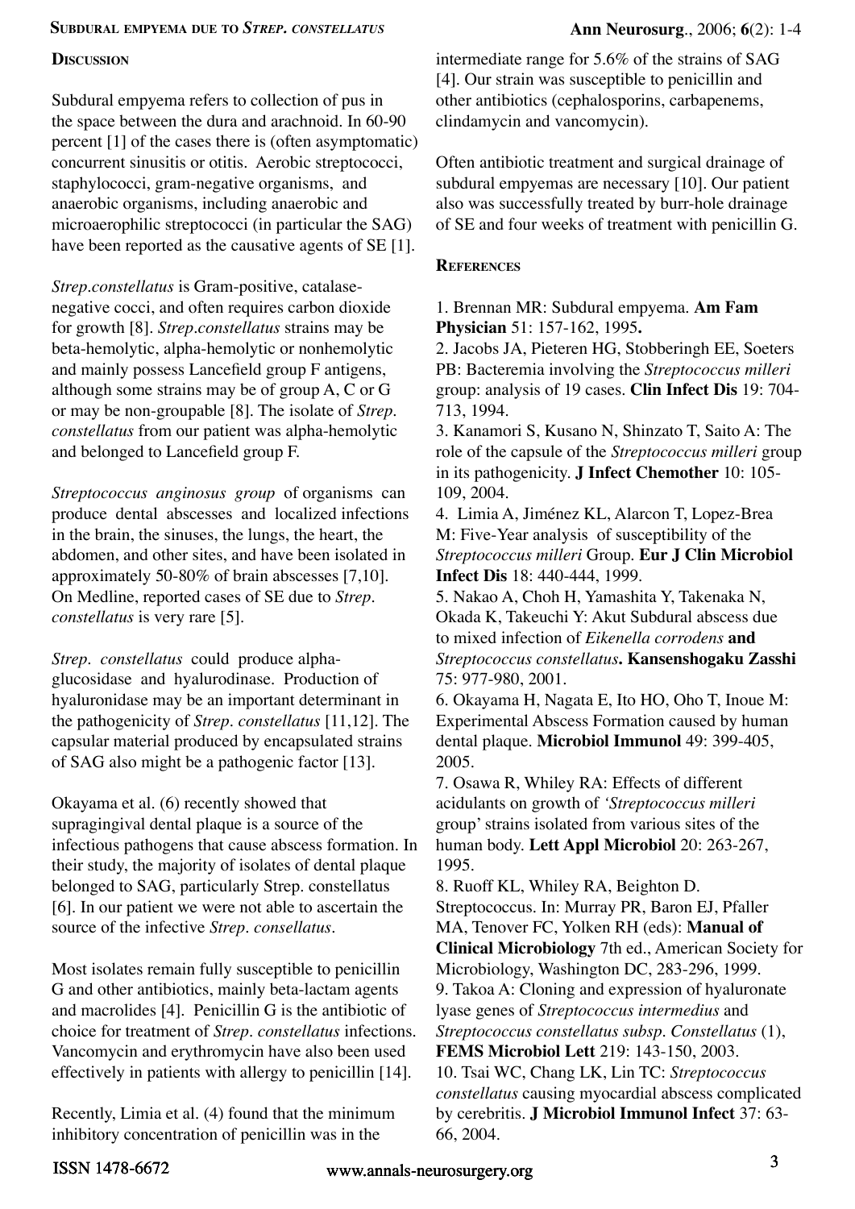## Discussion

Subdural empyema refers to collection of pus in the space between the dura and arachnoid. In 60-90 percent [1] of the cases there is (often asymptomatic) concurrent sinusitis or otitis. Aerobic streptococci, staphylococci, gram-negative organisms, and anaerobic organisms, including anaerobic and microaerophilic streptococci (in particular the SAG) have been reported as the causative agents of SE [1].

*Strep.constellatus* is Gram-positive, catalase-negative cocci, and often requires carbon dioxide for growth [8]. *Strep.constellatus* strains may be beta-hemolytic, alpha-hemolytic or nonhemolytic and mainly possess Lancefield group F antigens, although some strains may be of group A, C or G or may be non-groupable [8]. The isolate of *Strep. constellatus* from our patient was alpha-hemolytic and belonged to Lancefield group F.

*Streptococcus anginosus group* of organisms can produce dental abscesses and localized infections in the brain, the sinuses, the lungs, the heart, the abdomen, and other sites, and have been isolated in approximately 50-80% of brain abscesses [7,10]. On Medline, reported cases of SE due to *Strep. constellatus* is very rare [5].

*Strep. constellatus* could produce alpha-glucosidase and hyalurodinase. Production of hyaluronidase may be an important determinant in the pathogenicity of *Strep. constellatus* [11,12]. The capsular material produced by encapsulated strains of SAG also might be a pathogenic factor [13].

Okayama et al. (6) recently showed that supragingival dental plaque is a source of the infectious pathogens that cause abscess formation. In their study, the majority of isolates of dental plaque belonged to SAG, particularly Strep. constellatus [6]. In our patient we were not able to ascertain the source of the infective *Strep. consellatus*.

Most isolates remain fully susceptible to penicillin G and other antibiotics, mainly beta-lactam agents and macrolides [4]. Penicillin G is the antibiotic of choice for treatment of *Strep. constellatus* infections. Vancomycin and erythromycin have also been used effectively in patients with allergy to penicillin [14].

Recently, Limia et al. (4) found that the minimum inhibitory concentration of penicillin was in the intermediate range for 5.6% of the strains of SAG [4]. Our strain was susceptible to penicillin and other antibiotics (cephalosporins, carbapenems, clindamycin and vancomycin).

Often antibiotic treatment and surgical drainage of subdural empyemas are necessary [10]. Our patient also was successfully treated by burr-hole drainage of SE and four weeks of treatment with penicillin G.

## References

1. Brennan MR: Subdural empyema. **Am Fam Physician** 51: 157-162, 1995**.**
2. Jacobs JA, Pieteren HG, Stobberingh EE, Soeters PB: Bacteremia involving the *Streptococcus milleri* group: analysis of 19 cases. **Clin Infect Dis** 19: 704-713, 1994.
3. Kanamori S, Kusano N, Shinzato T, Saito A: The role of the capsule of the *Streptococcus milleri* group in its pathogenicity. **J Infect Chemother** 10: 105-109, 2004.
4. Limia A, Jiménez KL, Alarcon T, Lopez-Brea M: Five-Year analysis of susceptibility of the *Streptococcus milleri* Group. **Eur J Clin Microbiol Infect Dis** 18: 440-444, 1999.
5. Nakao A, Choh H, Yamashita Y, Takenaka N, Okada K, Takeuchi Y: Akut Subdural abscess due to mixed infection of *Eikenella corrodens* **and** *Streptococcus constellatus***.** **Kansenshogaku Zasshi** 75: 977-980, 2001.
6. Okayama H, Nagata E, Ito HO, Oho T, Inoue M: Experimental Abscess Formation caused by human dental plaque. **Microbiol Immunol** 49: 399-405, 2005.
7. Osawa R, Whiley RA: Effects of different acidulants on growth of *'Streptococcus milleri* group' strains isolated from various sites of the human body. **Lett Appl Microbiol** 20: 263-267, 1995.
8. Ruoff KL, Whiley RA, Beighton D. Streptococcus. In: Murray PR, Baron EJ, Pfaller MA, Tenover FC, Yolken RH (eds): **Manual of Clinical Microbiology** 7th ed., American Society for Microbiology, Washington DC, 283-296, 1999.
9. Takoa A: Cloning and expression of hyaluronate lyase genes of *Streptococcus intermedius* and *Streptococcus constellatus subsp. Constellatus* (1), **FEMS Microbiol Lett** 219: 143-150, 2003.
10. Tsai WC, Chang LK, Lin TC: *Streptococcus constellatus* causing myocardial abscess complicated by cerebritis. **J Microbiol Immunol Infect** 37: 63-66, 2004.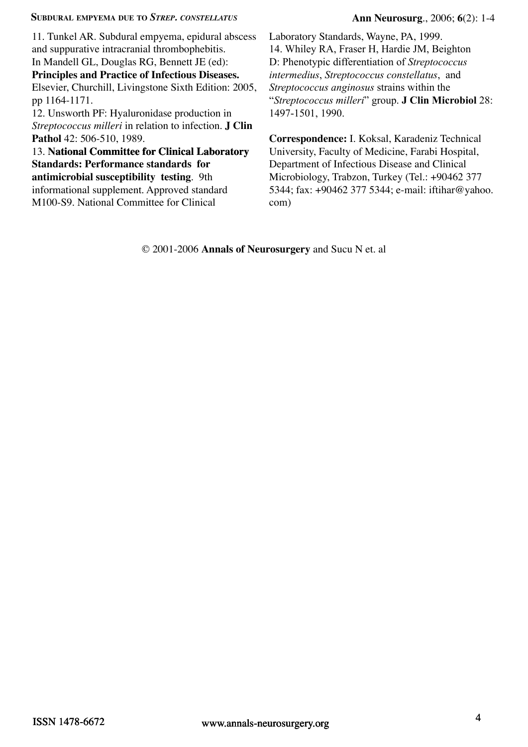11. Tunkel AR. Subdural empyema, epidural abscess and suppurative intracranial thrombophebitis. In Mandell GL, Douglas RG, Bennett JE (ed): **Principles and Practice of Infectious Diseases.** Elsevier, Churchill, Livingstone Sixth Edition: 2005, pp 1164-1171.

12. Unsworth PF: Hyaluronidase production in *Streptococcus milleri* in relation to infection. **J Clin Pathol** 42: 506-510, 1989.

13. **National Committee for Clinical Laboratory Standards: Performance standards for antimicrobial susceptibility testing**. 9th informational supplement. Approved standard M100-S9. National Committee for Clinical Laboratory Standards, Wayne, PA, 1999.

14. Whiley RA, Fraser H, Hardie JM, Beighton D: Phenotypic differentiation of *Streptococcus intermedius*, *Streptococcus constellatus*, and *Streptococcus anginosus* strains within the "*Streptococcus milleri*" group. **J Clin Microbiol** 28: 1497-1501, 1990.

**Correspondence:** I. Koksal, Karadeniz Technical University, Faculty of Medicine, Farabi Hospital, Department of Infectious Disease and Clinical Microbiology, Trabzon, Turkey (Tel.: +90462 377 5344; fax: +90462 377 5344; e-mail: iftihar@yahoo.com)

© 2001-2006 **Annals of Neurosurgery** and Sucu N et. al